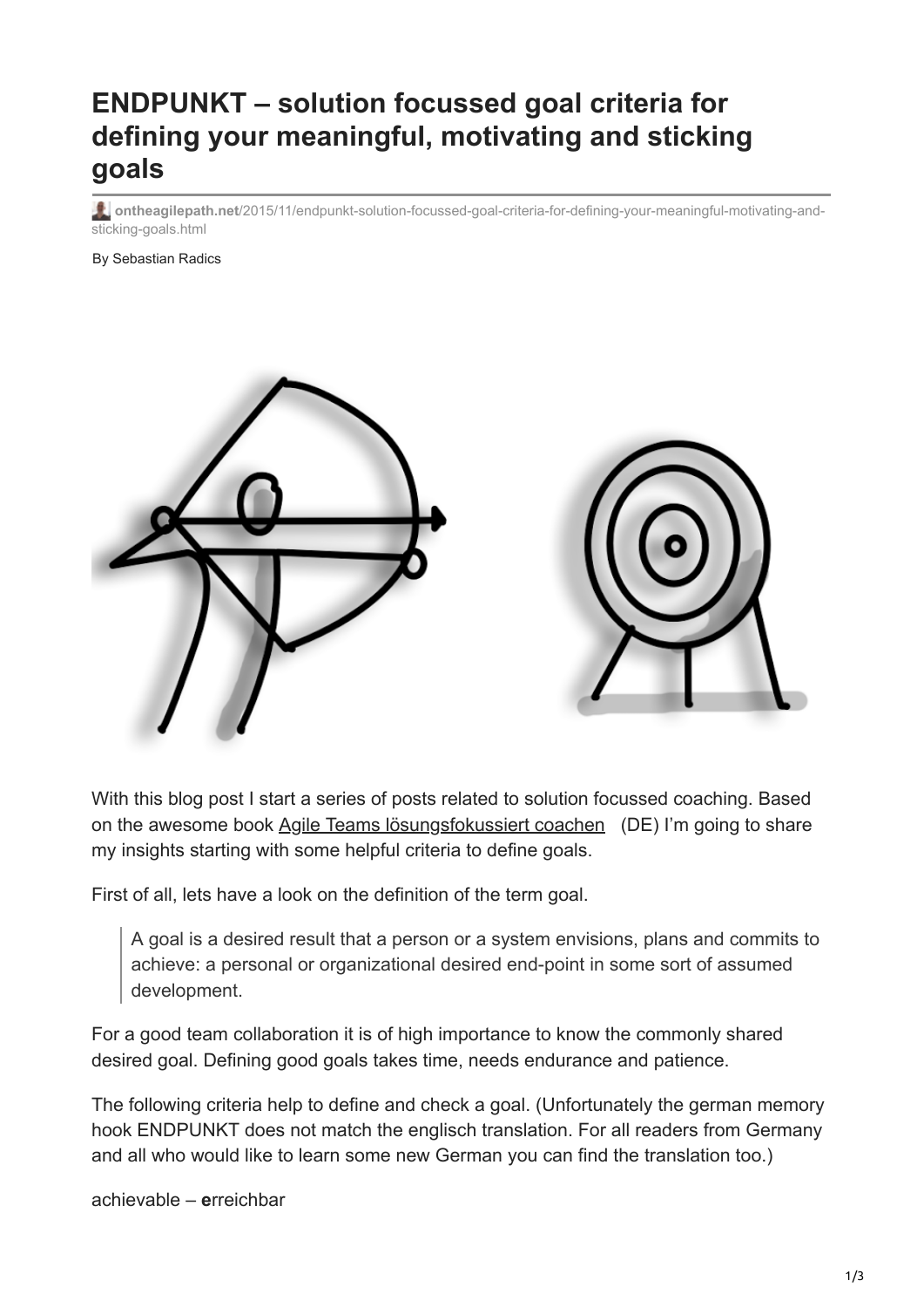# ENDPUNKT – solution focussed goal criteria for defining your meaningful, motivating and sticking goals

**ontheagilepath.net**/2015/11/endpunkt-solution-focussed-goal-criteria-for-defining-your-meaningful-motivating-and-sticking-goals.html

By Sebastian Radics

With this blog post I start a series of posts related to solution focussed coaching. Based on the awesome book Agile Teams lösungsfokussiert coachen (DE) I'm going to share my insights starting with some helpful criteria to define goals.

First of all, lets have a look on the definition of the term goal.

> A goal is a desired result that a person or a system envisions, plans and commits to achieve: a personal or organizational desired end-point in some sort of assumed development.

For a good team collaboration it is of high importance to know the commonly shared desired goal. Defining good goals takes time, needs endurance and patience.

The following criteria help to define and check a goal. (Unfortunately the german memory hook ENDPUNKT does not match the englisch translation. For all readers from Germany and all who would like to learn some new German you can find the translation too.)

achievable – **e**rreichbar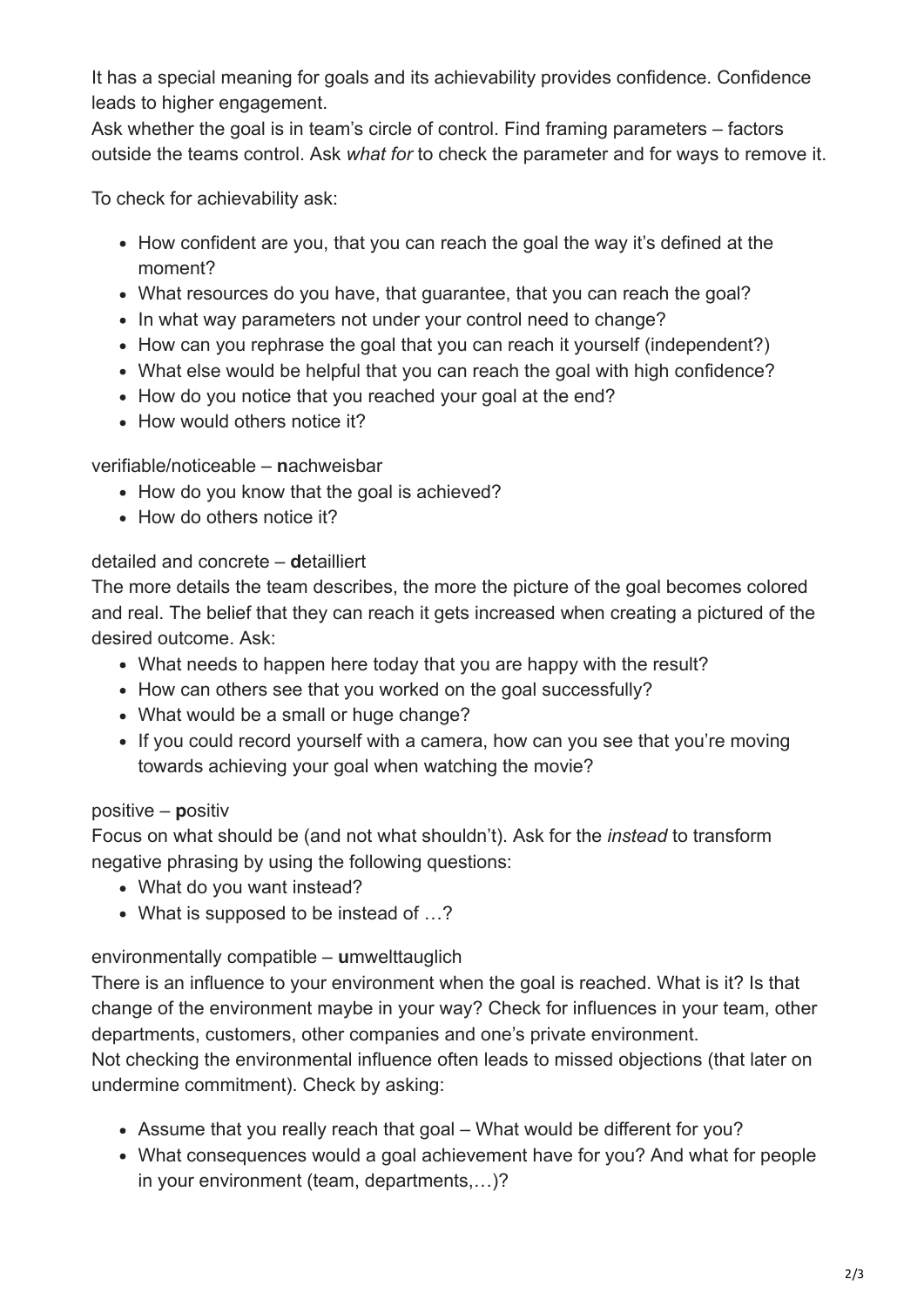It has a special meaning for goals and its achievability provides confidence. Confidence leads to higher engagement.

Ask whether the goal is in team's circle of control. Find framing parameters – factors outside the teams control. Ask *what for* to check the parameter and for ways to remove it.

To check for achievability ask:

- How confident are you, that you can reach the goal the way it's defined at the moment?
- What resources do you have, that guarantee, that you can reach the goal?
- In what way parameters not under your control need to change?
- How can you rephrase the goal that you can reach it yourself (independent?)
- What else would be helpful that you can reach the goal with high confidence?
- How do you notice that you reached your goal at the end?
- How would others notice it?

verifiable/noticeable – **n**achweisbar

- How do you know that the goal is achieved?
- How do others notice it?

detailed and concrete – **d**etailliert

The more details the team describes, the more the picture of the goal becomes colored and real. The belief that they can reach it gets increased when creating a pictured of the desired outcome. Ask:

- What needs to happen here today that you are happy with the result?
- How can others see that you worked on the goal successfully?
- What would be a small or huge change?
- If you could record yourself with a camera, how can you see that you're moving towards achieving your goal when watching the movie?

positive – **p**ositiv

Focus on what should be (and not what shouldn't). Ask for the *instead* to transform negative phrasing by using the following questions:

- What do you want instead?
- What is supposed to be instead of …?

environmentally compatible – **u**mwelttauglich

There is an influence to your environment when the goal is reached. What is it? Is that change of the environment maybe in your way? Check for influences in your team, other departments, customers, other companies and one's private environment.

Not checking the environmental influence often leads to missed objections (that later on undermine commitment). Check by asking:

- Assume that you really reach that goal – What would be different for you?
- What consequences would a goal achievement have for you? And what for people in your environment (team, departments,…)?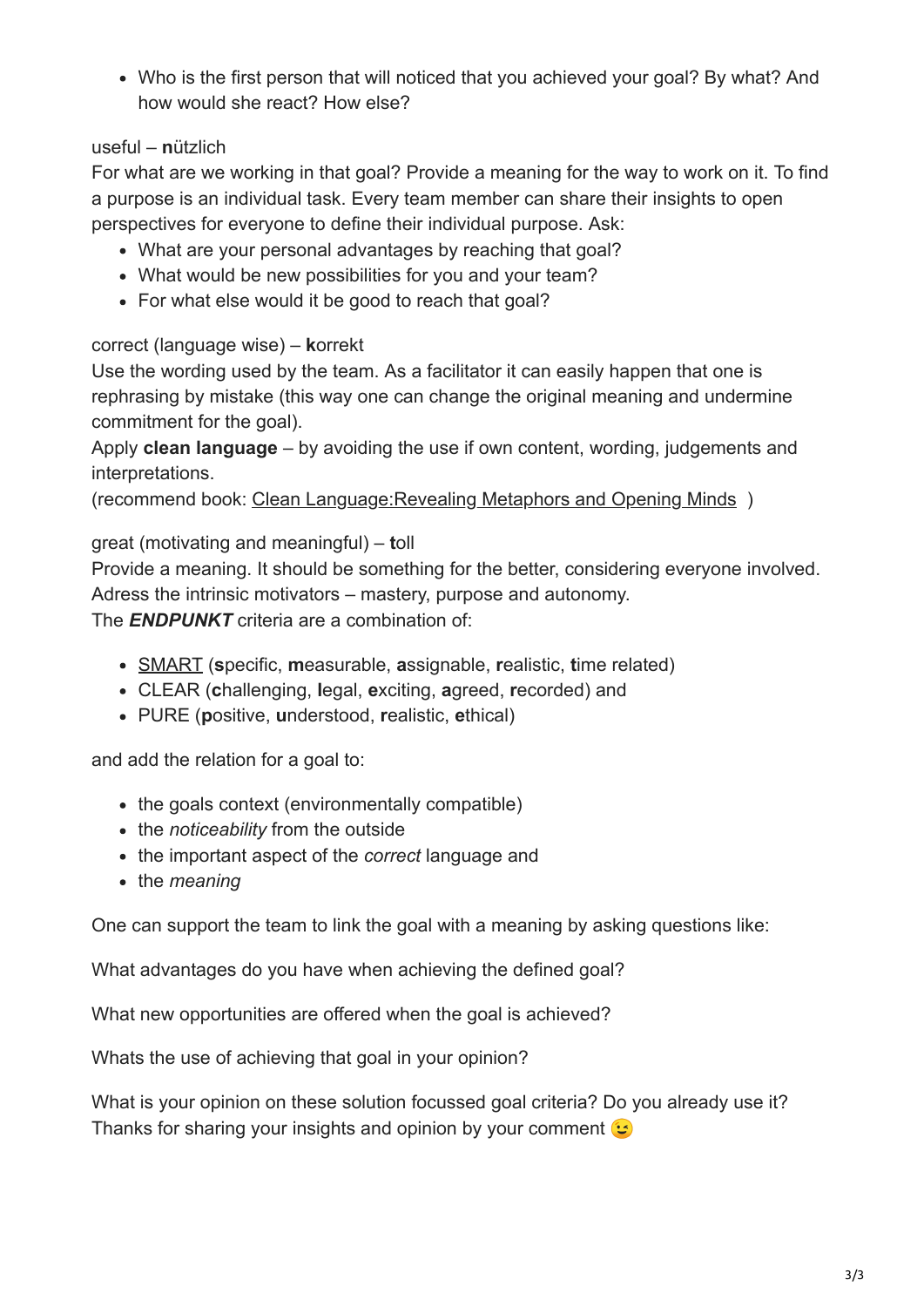- Who is the first person that will noticed that you achieved your goal? By what? And how would she react? How else?

useful – **n**ützlich
For what are we working in that goal? Provide a meaning for the way to work on it. To find a purpose is an individual task. Every team member can share their insights to open perspectives for everyone to define their individual purpose. Ask:

- What are your personal advantages by reaching that goal?
- What would be new possibilities for you and your team?
- For what else would it be good to reach that goal?

correct (language wise) – **k**orrekt
Use the wording used by the team. As a facilitator it can easily happen that one is rephrasing by mistake (this way one can change the original meaning and undermine commitment for the goal).
Apply **clean language** – by avoiding the use if own content, wording, judgements and interpretations.
(recommend book: Clean Language:Revealing Metaphors and Opening Minds )

great (motivating and meaningful) – **t**oll
Provide a meaning. It should be something for the better, considering everyone involved. Adress the intrinsic motivators – mastery, purpose and autonomy.
The ***ENDPUNKT*** criteria are a combination of:

- SMART (**s**pecific, **m**easurable, **a**ssignable, **r**ealistic, **t**ime related)
- CLEAR (**c**hallenging, **l**egal, **e**xciting, **a**greed, **r**ecorded) and
- PURE (**p**ositive, **u**nderstood, **r**ealistic, **e**thical)

and add the relation for a goal to:

- the goals context (environmentally compatible)
- the *noticeability* from the outside
- the important aspect of the *correct* language and
- the *meaning*

One can support the team to link the goal with a meaning by asking questions like:

What advantages do you have when achieving the defined goal?

What new opportunities are offered when the goal is achieved?

Whats the use of achieving that goal in your opinion?

What is your opinion on these solution focussed goal criteria? Do you already use it? Thanks for sharing your insights and opinion by your comment 😉